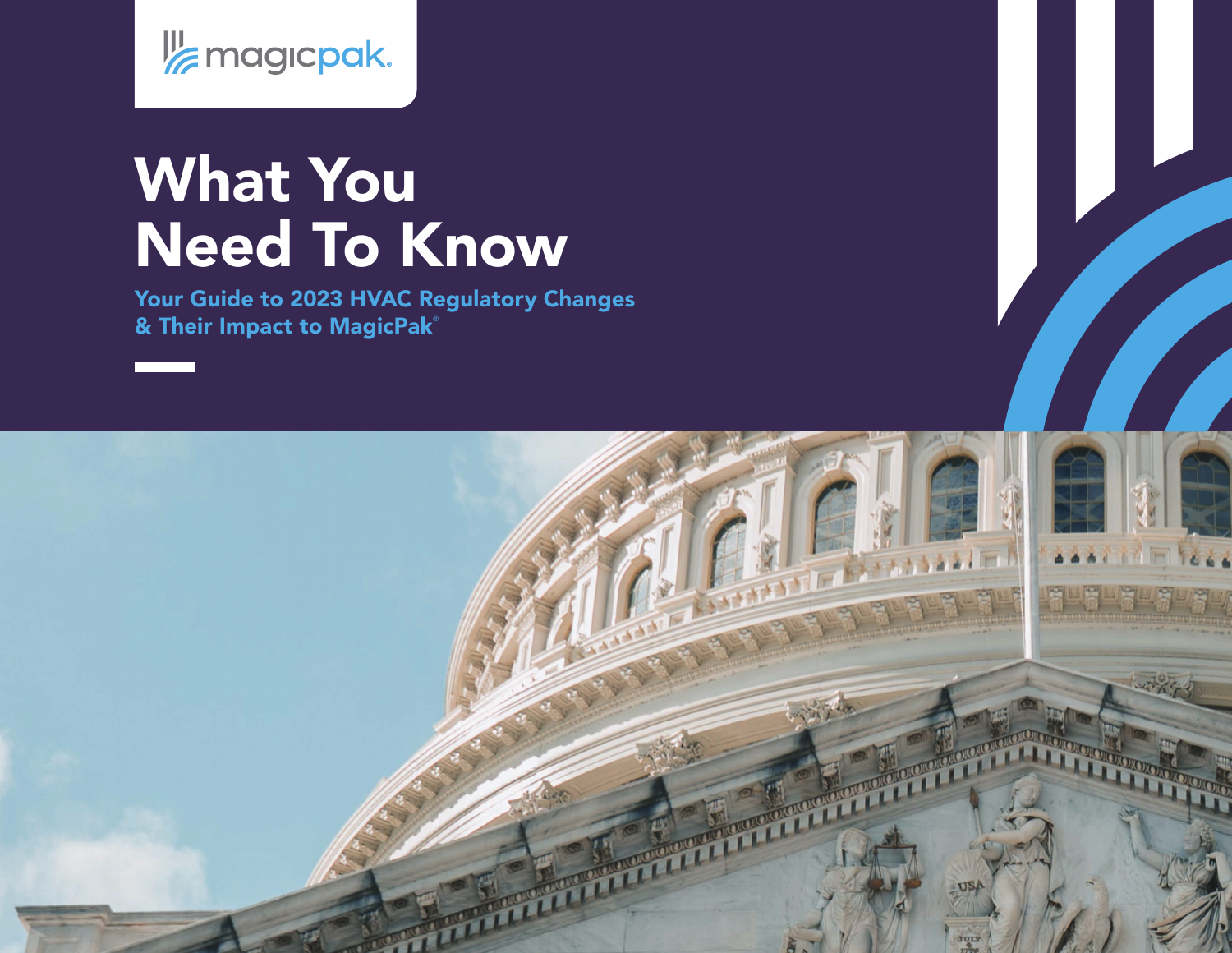magicpak®

# What You Need To Know

## Your Guide to 2023 HVAC Regulatory Changes & Their Impact to MagicPak®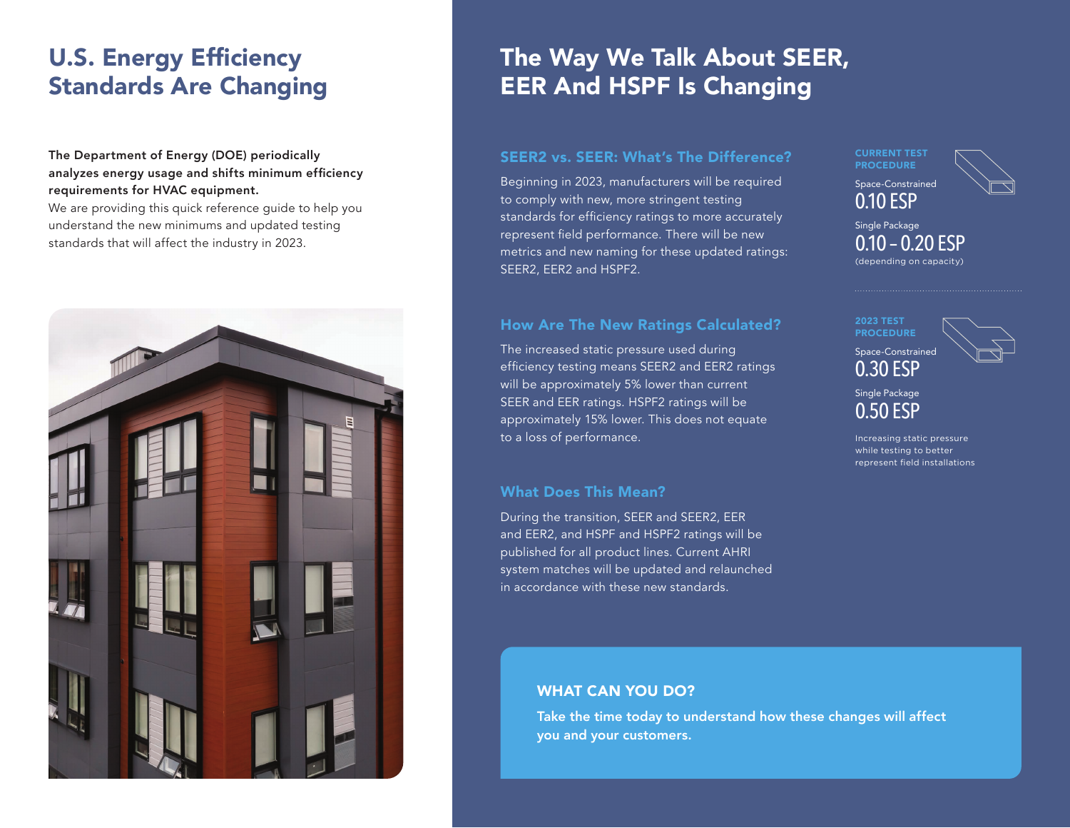# U.S. Energy Efficiency Standards Are Changing

**The Department of Energy (DOE) periodically analyzes energy usage and shifts minimum efficiency requirements for HVAC equipment.**

We are providing this quick reference guide to help you understand the new minimums and updated testing standards that will affect the industry in 2023.

# The Way We Talk About SEER, EER And HSPF Is Changing

## SEER2 vs. SEER: What's The Difference?

Beginning in 2023, manufacturers will be required to comply with new, more stringent testing standards for efficiency ratings to more accurately represent field performance. There will be new metrics and new naming for these updated ratings: SEER2, EER2 and HSPF2.

## How Are The New Ratings Calculated?

The increased static pressure used during efficiency testing means SEER2 and EER2 ratings will be approximately 5% lower than current SEER and EER ratings. HSPF2 ratings will be approximately 15% lower. This does not equate to a loss of performance.

## What Does This Mean?

During the transition, SEER and SEER2, EER and EER2, and HSPF and HSPF2 ratings will be published for all product lines. Current AHRI system matches will be updated and relaunched in accordance with these new standards.

**CURRENT TEST PROCEDURE**

Space-Constrained
0.10 ESP

Single Package
0.10 – 0.20 ESP
(depending on capacity)

**2023 TEST PROCEDURE**

Space-Constrained
0.30 ESP

Single Package
0.50 ESP

Increasing static pressure while testing to better represent field installations

**WHAT CAN YOU DO?**

**Take the time today to understand how these changes will affect you and your customers.**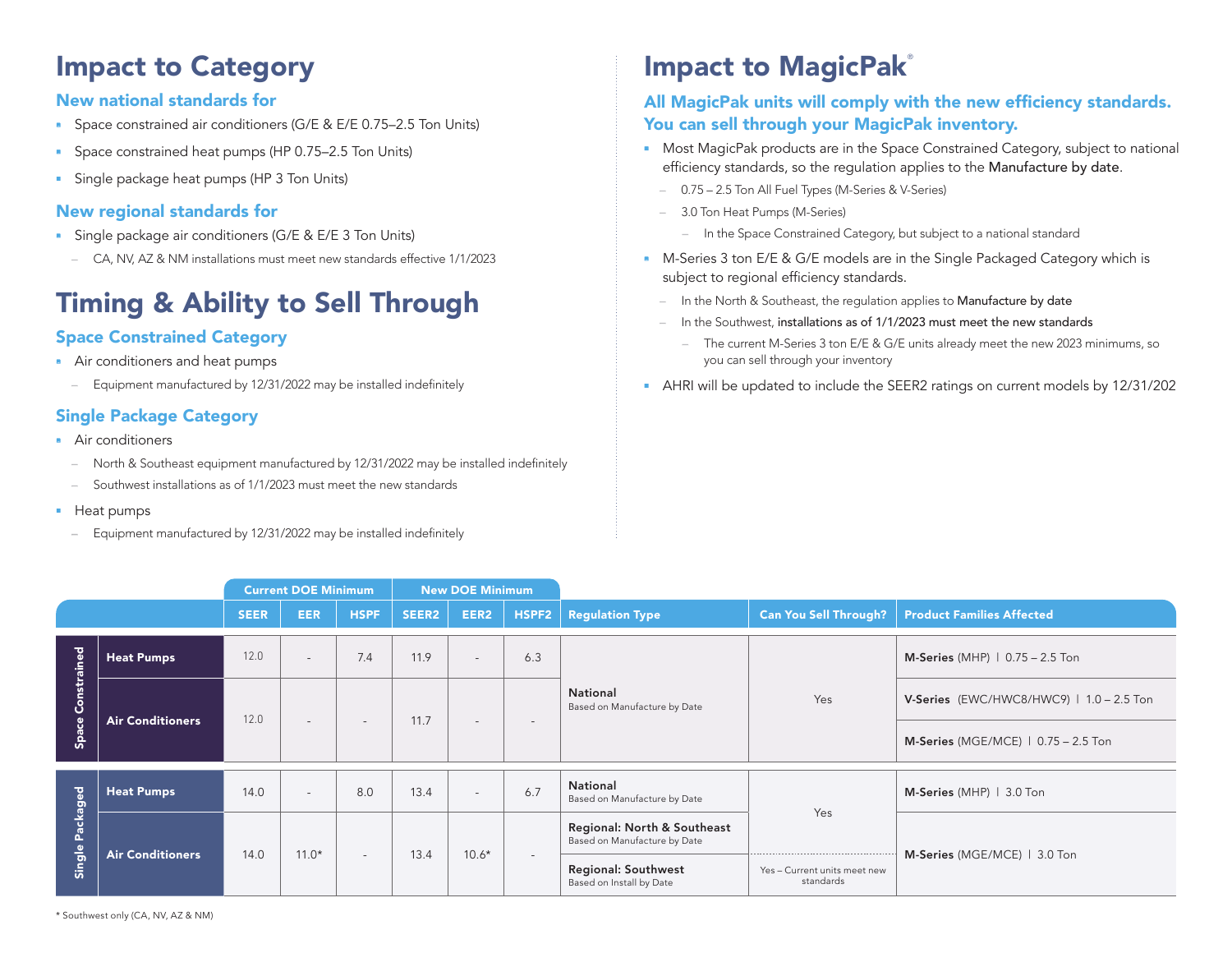# Impact to Category

### New national standards for

- Space constrained air conditioners (G/E & E/E 0.75–2.5 Ton Units)
- Space constrained heat pumps (HP 0.75–2.5 Ton Units)
- Single package heat pumps (HP 3 Ton Units)

### New regional standards for

- Single package air conditioners (G/E & E/E 3 Ton Units)
  - CA, NV, AZ & NM installations must meet new standards effective 1/1/2023

# Timing & Ability to Sell Through

### Space Constrained Category

- Air conditioners and heat pumps
  - Equipment manufactured by 12/31/2022 may be installed indefinitely

### Single Package Category

- Air conditioners
  - North & Southeast equipment manufactured by 12/31/2022 may be installed indefinitely
  - Southwest installations as of 1/1/2023 must meet the new standards
- Heat pumps
  - Equipment manufactured by 12/31/2022 may be installed indefinitely

# Impact to MagicPak®

### All MagicPak units will comply with the new efficiency standards. You can sell through your MagicPak inventory.

- Most MagicPak products are in the Space Constrained Category, subject to national efficiency standards, so the regulation applies to the Manufacture by date.
  - 0.75 – 2.5 Ton All Fuel Types (M-Series & V-Series)
  - 3.0 Ton Heat Pumps (M-Series)
    - In the Space Constrained Category, but subject to a national standard
- M-Series 3 ton E/E & G/E models are in the Single Packaged Category which is subject to regional efficiency standards.
  - In the North & Southeast, the regulation applies to Manufacture by date
  - In the Southwest, installations as of 1/1/2023 must meet the new standards
    - The current M-Series 3 ton E/E & G/E units already meet the new 2023 minimums, so you can sell through your inventory
- AHRI will be updated to include the SEER2 ratings on current models by 12/31/202

| | | Current DOE Minimum | | | New DOE Minimum | | | | | |
|---|---|---|---|---|---|---|---|---|---|---|
| | | SEER | EER | HSPF | SEER2 | EER2 | HSPF2 | Regulation Type | Can You Sell Through? | Product Families Affected |
| Space Constrained | Heat Pumps | 12.0 | - | 7.4 | 11.9 | - | 6.3 | National<br>Based on Manufacture by Date | Yes | **M-Series** (MHP) \| 0.75 – 2.5 Ton |
| | Air Conditioners | 12.0 | - | - | 11.7 | - | - | | | **V-Series** (EWC/HWC8/HWC9) \| 1.0 – 2.5 Ton<br>**M-Series** (MGE/MCE) \| 0.75 – 2.5 Ton |
| Single Packaged | Heat Pumps | 14.0 | - | 8.0 | 13.4 | - | 6.7 | National<br>Based on Manufacture by Date | Yes | **M-Series** (MHP) \| 3.0 Ton |
| | Air Conditioners | 14.0 | 11.0* | - | 13.4 | 10.6* | - | Regional: North & Southeast<br>Based on Manufacture by Date | Yes | **M-Series** (MGE/MCE) \| 3.0 Ton |
| | | | | | | | | Regional: Southwest<br>Based on Install by Date | Yes – Current units meet new standards | |

\* Southwest only (CA, NV, AZ & NM)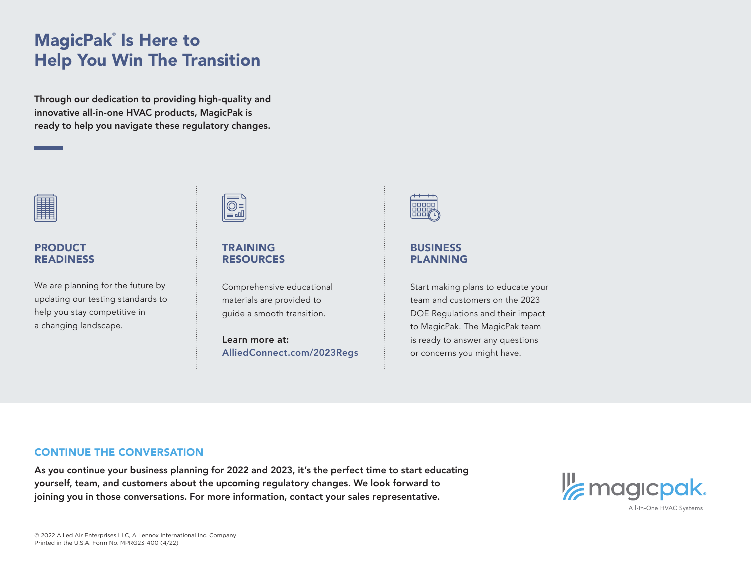# MagicPak® Is Here to Help You Win The Transition

**Through our dedication to providing high-quality and innovative all-in-one HVAC products, MagicPak is ready to help you navigate these regulatory changes.**

### PRODUCT READINESS

We are planning for the future by updating our testing standards to help you stay competitive in a changing landscape.

### TRAINING RESOURCES

Comprehensive educational materials are provided to guide a smooth transition.

**Learn more at:**
AlliedConnect.com/2023Regs

### BUSINESS PLANNING

Start making plans to educate your team and customers on the 2023 DOE Regulations and their impact to MagicPak. The MagicPak team is ready to answer any questions or concerns you might have.

## CONTINUE THE CONVERSATION

**As you continue your business planning for 2022 and 2023, it's the perfect time to start educating yourself, team, and customers about the upcoming regulatory changes. We look forward to joining you in those conversations. For more information, contact your sales representative.**

magicpak.
All-In-One HVAC Systems

© 2022 Allied Air Enterprises LLC, A Lennox International Inc. Company
Printed in the U.S.A. Form No. MPRG23-400 (4/22)